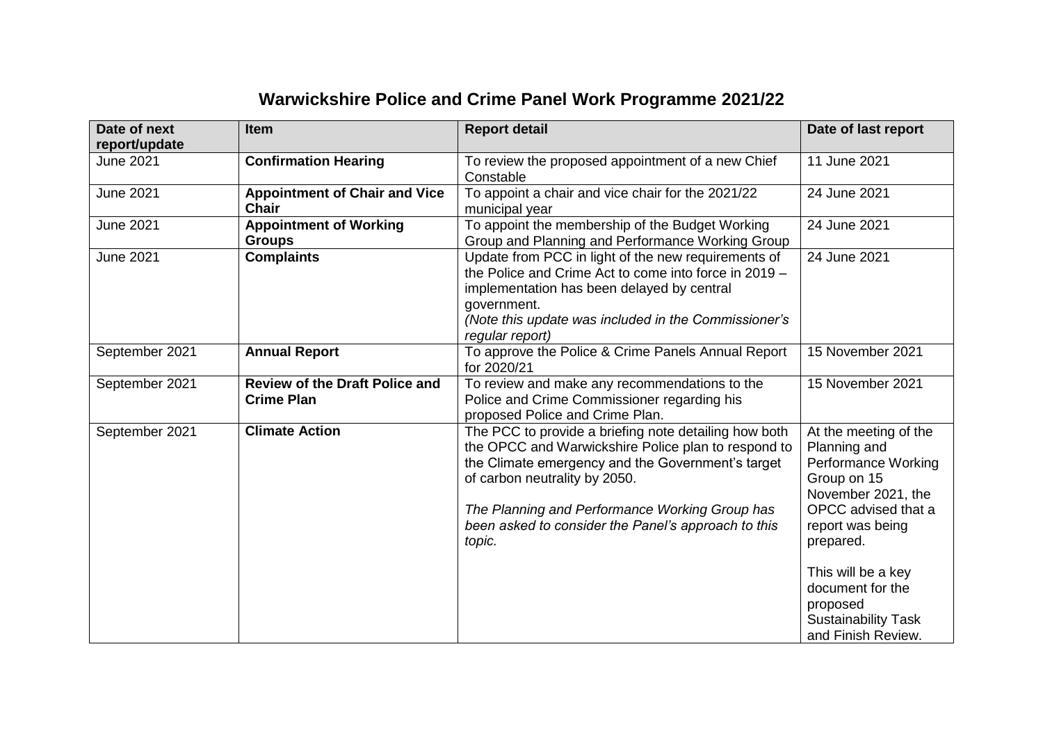# Warwickshire Police and Crime Panel Work Programme 2021/22

| Date of next report/update | Item | Report detail | Date of last report |
| --- | --- | --- | --- |
| June 2021 | **Confirmation Hearing** | To review the proposed appointment of a new Chief Constable | 11 June 2021 |
| June 2021 | **Appointment of Chair and Vice Chair** | To appoint a chair and vice chair for the 2021/22 municipal year | 24 June 2021 |
| June 2021 | **Appointment of Working Groups** | To appoint the membership of the Budget Working Group and Planning and Performance Working Group | 24 June 2021 |
| June 2021 | **Complaints** | Update from PCC in light of the new requirements of the Police and Crime Act to come into force in 2019 – implementation has been delayed by central government.<br>*(Note this update was included in the Commissioner's regular report)* | 24 June 2021 |
| September 2021 | **Annual Report** | To approve the Police & Crime Panels Annual Report for 2020/21 | 15 November 2021 |
| September 2021 | **Review of the Draft Police and Crime Plan** | To review and make any recommendations to the Police and Crime Commissioner regarding his proposed Police and Crime Plan. | 15 November 2021 |
| September 2021 | **Climate Action** | The PCC to provide a briefing note detailing how both the OPCC and Warwickshire Police plan to respond to the Climate emergency and the Government's target of carbon neutrality by 2050.<br><br>*The Planning and Performance Working Group has been asked to consider the Panel's approach to this topic.* | At the meeting of the Planning and Performance Working Group on 15 November 2021, the OPCC advised that a report was being prepared.<br><br>This will be a key document for the proposed Sustainability Task and Finish Review. |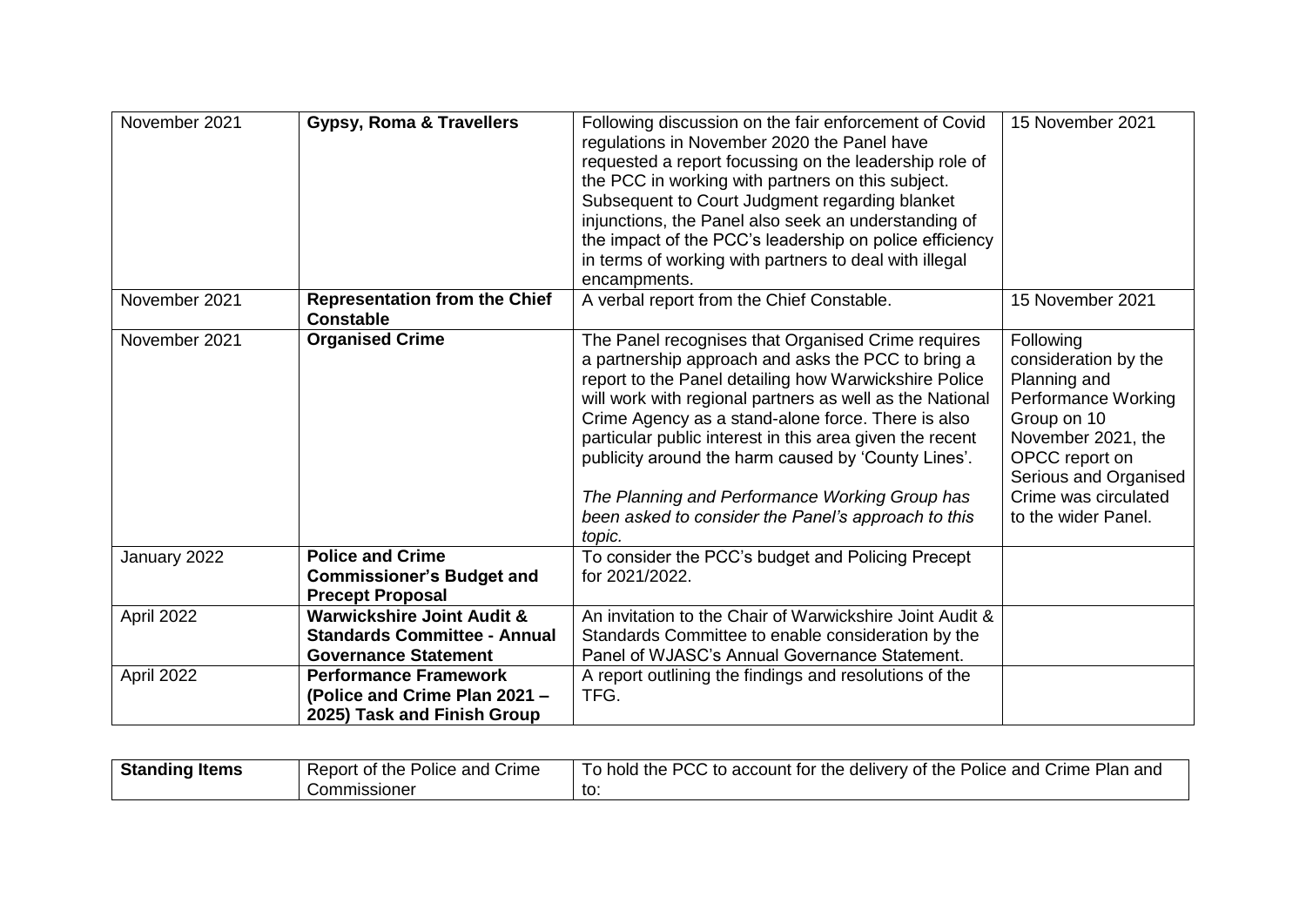| November 2021 | **Gypsy, Roma & Travellers** | Following discussion on the fair enforcement of Covid regulations in November 2020 the Panel have requested a report focussing on the leadership role of the PCC in working with partners on this subject. Subsequent to Court Judgment regarding blanket injunctions, the Panel also seek an understanding of the impact of the PCC's leadership on police efficiency in terms of working with partners to deal with illegal encampments. | 15 November 2021 |
|---|---|---|---|
| November 2021 | **Representation from the Chief Constable** | A verbal report from the Chief Constable. | 15 November 2021 |
| November 2021 | **Organised Crime** | The Panel recognises that Organised Crime requires a partnership approach and asks the PCC to bring a report to the Panel detailing how Warwickshire Police will work with regional partners as well as the National Crime Agency as a stand-alone force. There is also particular public interest in this area given the recent publicity around the harm caused by 'County Lines'.<br><br>*The Planning and Performance Working Group has been asked to consider the Panel's approach to this topic.* | Following consideration by the Planning and Performance Working Group on 10 November 2021, the OPCC report on Serious and Organised Crime was circulated to the wider Panel. |
| January 2022 | **Police and Crime Commissioner's Budget and Precept Proposal** | To consider the PCC's budget and Policing Precept for 2021/2022. | |
| April 2022 | **Warwickshire Joint Audit & Standards Committee - Annual Governance Statement** | An invitation to the Chair of Warwickshire Joint Audit & Standards Committee to enable consideration by the Panel of WJASC's Annual Governance Statement. | |
| April 2022 | **Performance Framework (Police and Crime Plan 2021 – 2025) Task and Finish Group** | A report outlining the findings and resolutions of the TFG. | |

| **Standing Items** | Report of the Police and Crime Commissioner | To hold the PCC to account for the delivery of the Police and Crime Plan and to: |
|---|---|---|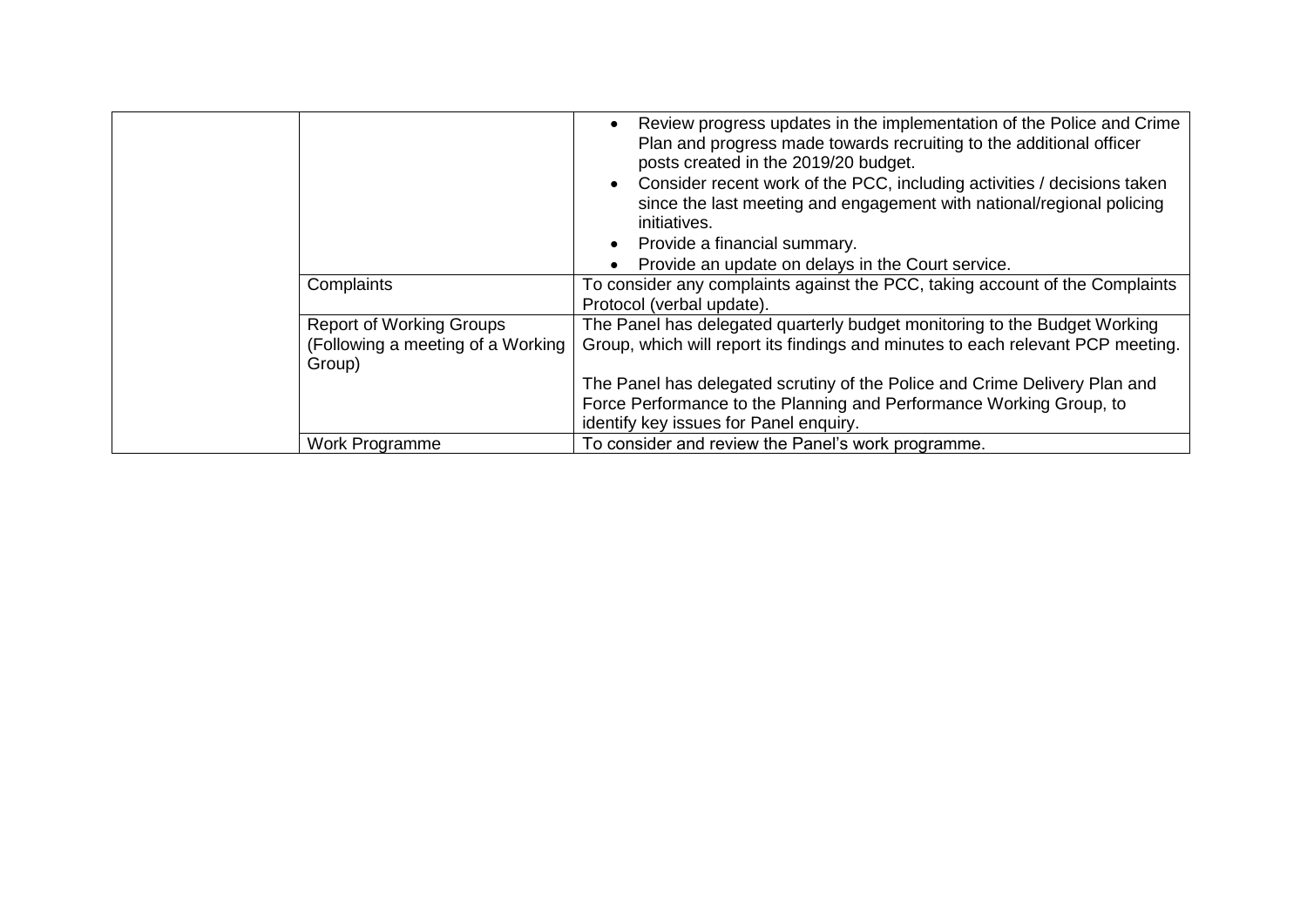| | | |
|---|---|---|
| | | • Review progress updates in the implementation of the Police and Crime Plan and progress made towards recruiting to the additional officer posts created in the 2019/20 budget.<br>• Consider recent work of the PCC, including activities / decisions taken since the last meeting and engagement with national/regional policing initiatives.<br>• Provide a financial summary.<br>• Provide an update on delays in the Court service. |
| | Complaints | To consider any complaints against the PCC, taking account of the Complaints Protocol (verbal update). |
| | Report of Working Groups (Following a meeting of a Working Group) | The Panel has delegated quarterly budget monitoring to the Budget Working Group, which will report its findings and minutes to each relevant PCP meeting.<br><br>The Panel has delegated scrutiny of the Police and Crime Delivery Plan and Force Performance to the Planning and Performance Working Group, to identify key issues for Panel enquiry. |
| | Work Programme | To consider and review the Panel's work programme. |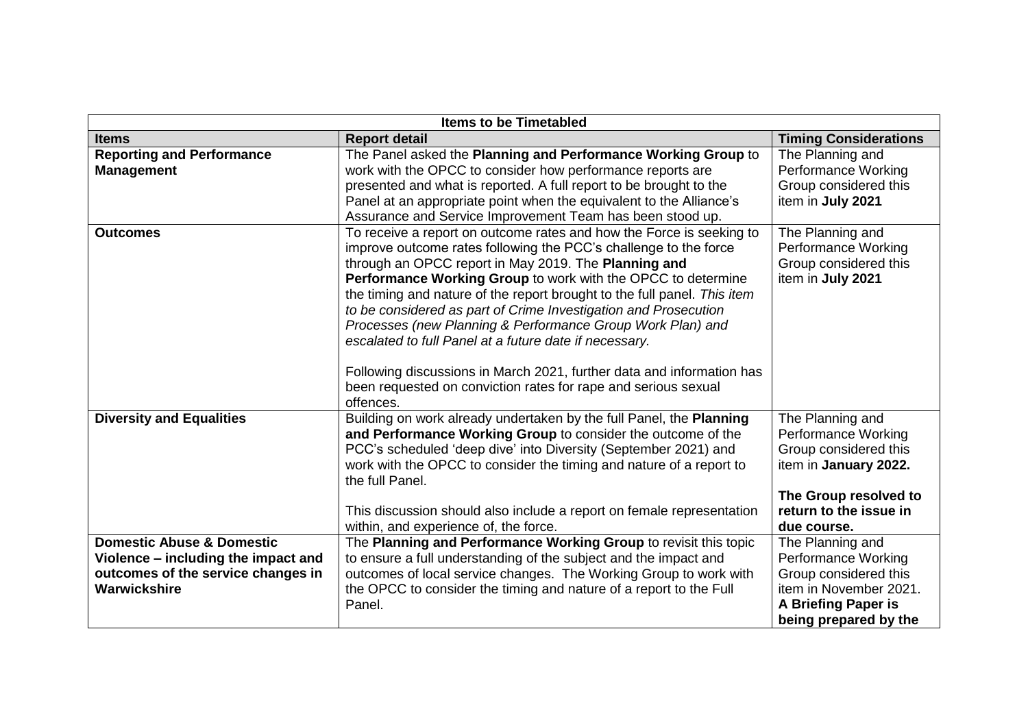| Items to be Timetabled | | |
|---|---|---|
| **Items** | **Report detail** | **Timing Considerations** |
| **Reporting and Performance Management** | The Panel asked the **Planning and Performance Working Group** to work with the OPCC to consider how performance reports are presented and what is reported. A full report to be brought to the Panel at an appropriate point when the equivalent to the Alliance's Assurance and Service Improvement Team has been stood up. | The Planning and Performance Working Group considered this item in **July 2021** |
| **Outcomes** | To receive a report on outcome rates and how the Force is seeking to improve outcome rates following the PCC's challenge to the force through an OPCC report in May 2019. The **Planning and Performance Working Group** to work with the OPCC to determine the timing and nature of the report brought to the full panel. *This item to be considered as part of Crime Investigation and Prosecution Processes (new Planning & Performance Group Work Plan) and escalated to full Panel at a future date if necessary.*<br><br>Following discussions in March 2021, further data and information has been requested on conviction rates for rape and serious sexual offences. | The Planning and Performance Working Group considered this item in **July 2021** |
| **Diversity and Equalities** | Building on work already undertaken by the full Panel, the **Planning and Performance Working Group** to consider the outcome of the PCC's scheduled 'deep dive' into Diversity (September 2021) and work with the OPCC to consider the timing and nature of a report to the full Panel.<br><br>This discussion should also include a report on female representation within, and experience of, the force. | The Planning and Performance Working Group considered this item in **January 2022.**<br><br>**The Group resolved to return to the issue in due course.** |
| **Domestic Abuse & Domestic Violence – including the impact and outcomes of the service changes in Warwickshire** | The **Planning and Performance Working Group** to revisit this topic to ensure a full understanding of the subject and the impact and outcomes of local service changes. The Working Group to work with the OPCC to consider the timing and nature of a report to the Full Panel. | The Planning and Performance Working Group considered this item in November 2021. **A Briefing Paper is being prepared by the** |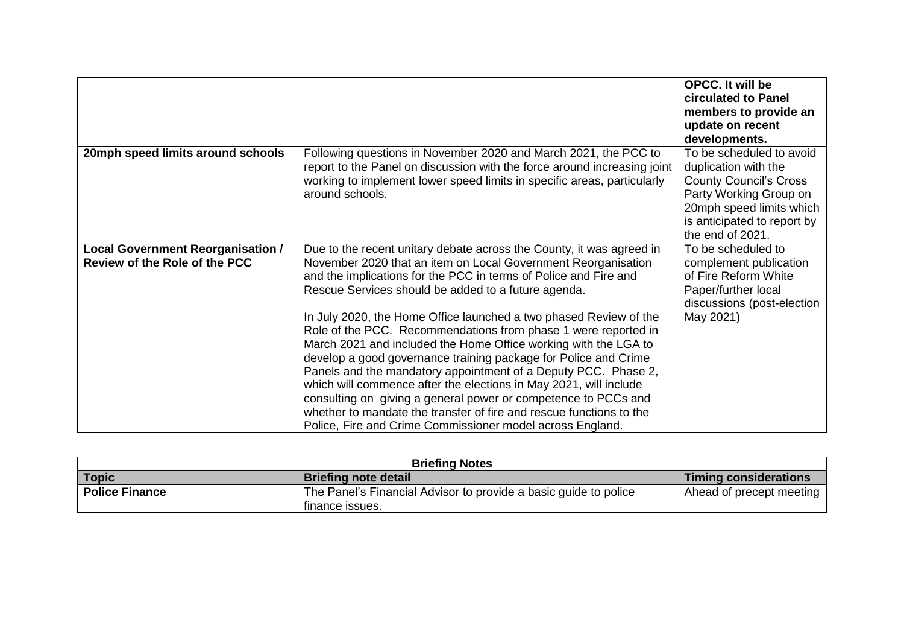| | | |
|---|---|---|
| | | **OPCC. It will be circulated to Panel members to provide an update on recent developments.** |
| **20mph speed limits around schools** | Following questions in November 2020 and March 2021, the PCC to report to the Panel on discussion with the force around increasing joint working to implement lower speed limits in specific areas, particularly around schools. | To be scheduled to avoid duplication with the County Council's Cross Party Working Group on 20mph speed limits which is anticipated to report by the end of 2021. |
| **Local Government Reorganisation / Review of the Role of the PCC** | Due to the recent unitary debate across the County, it was agreed in November 2020 that an item on Local Government Reorganisation and the implications for the PCC in terms of Police and Fire and Rescue Services should be added to a future agenda.<br><br>In July 2020, the Home Office launched a two phased Review of the Role of the PCC. Recommendations from phase 1 were reported in March 2021 and included the Home Office working with the LGA to develop a good governance training package for Police and Crime Panels and the mandatory appointment of a Deputy PCC. Phase 2, which will commence after the elections in May 2021, will include consulting on giving a general power or competence to PCCs and whether to mandate the transfer of fire and rescue functions to the Police, Fire and Crime Commissioner model across England. | To be scheduled to complement publication of Fire Reform White Paper/further local discussions (post-election May 2021) |

| **Briefing Notes** | | |
|---|---|---|
| **Topic** | **Briefing note detail** | **Timing considerations** |
| **Police Finance** | The Panel's Financial Advisor to provide a basic guide to police finance issues. | Ahead of precept meeting |